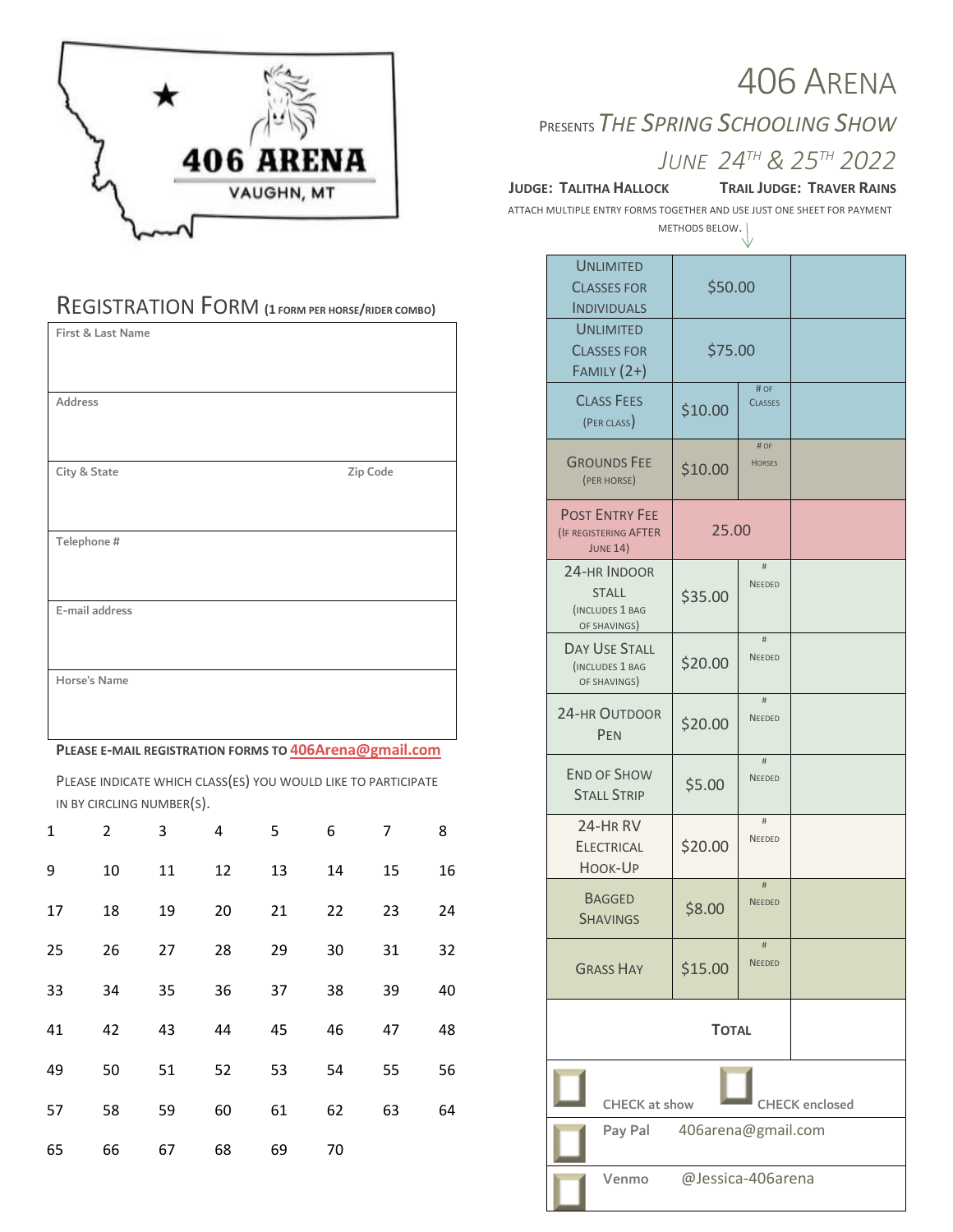406 ARENA
VAUGHN, MT

# 406 ARENA

PRESENTS *THE SPRING SCHOOLING SHOW*

*JUNE 24TH & 25TH 2022*

**JUDGE: TALITHA HALLOCK** **TRAIL JUDGE: TRAVER RAINS**

ATTACH MULTIPLE ENTRY FORMS TOGETHER AND USE JUST ONE SHEET FOR PAYMENT METHODS BELOW.

## REGISTRATION FORM (1 FORM PER HORSE/RIDER COMBO)

| | |
|---|---|
| First & Last Name | |
| Address | |
| City & State | Zip Code |
| Telephone # | |
| E-mail address | |
| Horse's Name | |

**PLEASE E-MAIL REGISTRATION FORMS TO 406Arena@gmail.com**

PLEASE INDICATE WHICH CLASS(ES) YOU WOULD LIKE TO PARTICIPATE IN BY CIRCLING NUMBER(S).

| | | | | | | | |
|---|---|---|---|---|---|---|---|
| 1 | 2 | 3 | 4 | 5 | 6 | 7 | 8 |
| 9 | 10 | 11 | 12 | 13 | 14 | 15 | 16 |
| 17 | 18 | 19 | 20 | 21 | 22 | 23 | 24 |
| 25 | 26 | 27 | 28 | 29 | 30 | 31 | 32 |
| 33 | 34 | 35 | 36 | 37 | 38 | 39 | 40 |
| 41 | 42 | 43 | 44 | 45 | 46 | 47 | 48 |
| 49 | 50 | 51 | 52 | 53 | 54 | 55 | 56 |
| 57 | 58 | 59 | 60 | 61 | 62 | 63 | 64 |
| 65 | 66 | 67 | 68 | 69 | 70 | | |

| | | | |
|---|---|---|---|
| UNLIMITED CLASSES FOR INDIVIDUALS | $50.00 | | |
| UNLIMITED CLASSES FOR FAMILY (2+) | $75.00 | | |
| CLASS FEES (PER CLASS) | $10.00 | # OF CLASSES | |
| GROUNDS FEE (PER HORSE) | $10.00 | # OF HORSES | |
| POST ENTRY FEE (IF REGISTERING AFTER JUNE 14) | 25.00 | | |
| 24-HR INDOOR STALL (INCLUDES 1 BAG OF SHAVINGS) | $35.00 | # NEEDED | |
| DAY USE STALL (INCLUDES 1 BAG OF SHAVINGS) | $20.00 | # NEEDED | |
| 24-HR OUTDOOR PEN | $20.00 | # NEEDED | |
| END OF SHOW STALL STRIP | $5.00 | # NEEDED | |
| 24-HR RV ELECTRICAL HOOK-UP | $20.00 | # NEEDED | |
| BAGGED SHAVINGS | $8.00 | # NEEDED | |
| GRASS HAY | $15.00 | # NEEDED | |
| **TOTAL** | | | |

☐ CHECK at show ☐ CHECK enclosed

☐ Pay Pal 406arena@gmail.com

☐ Venmo @Jessica-406arena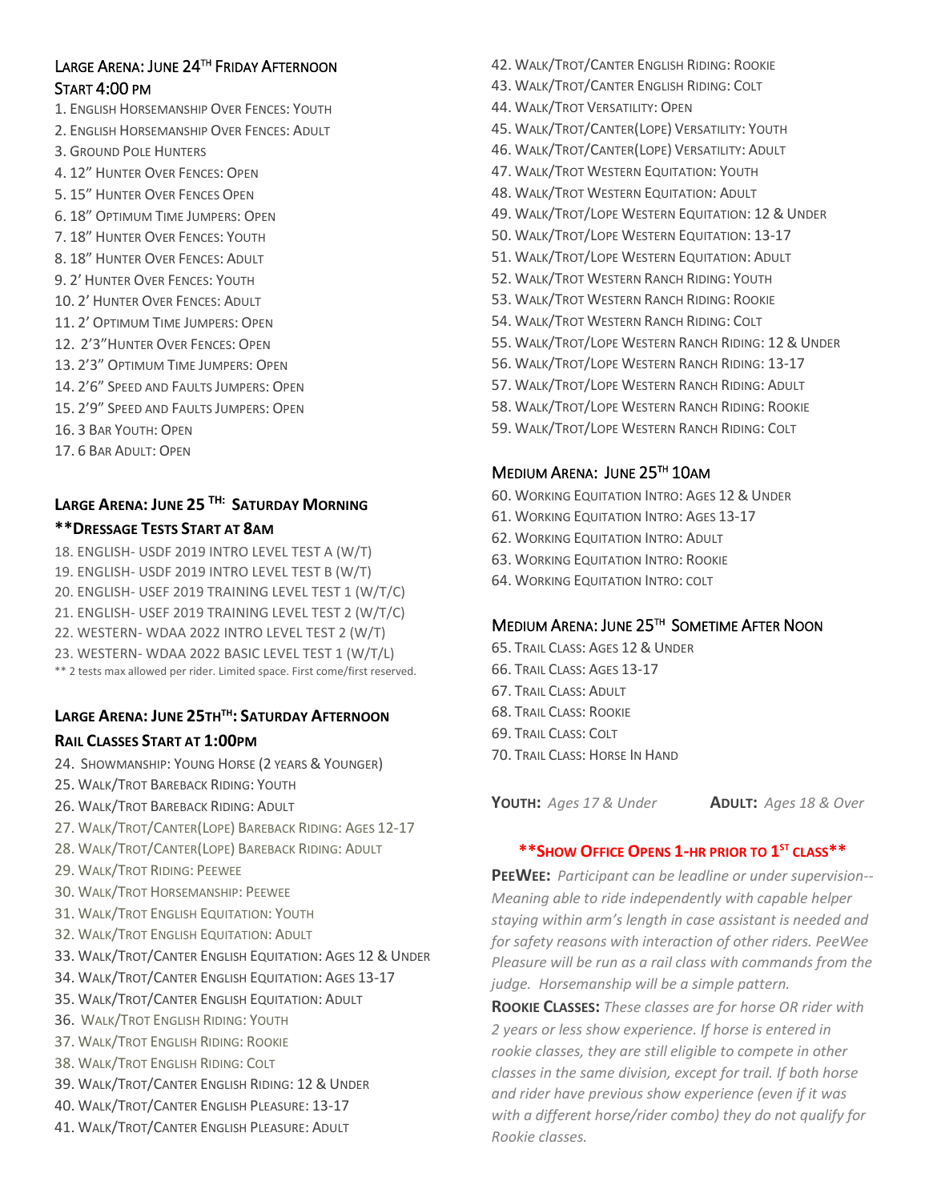## Large Arena: June 24th Friday Afternoon Start 4:00 PM

1. English Horsemanship Over Fences: Youth
2. English Horsemanship Over Fences: Adult
3. Ground Pole Hunters
4. 12" Hunter Over Fences: Open
5. 15" Hunter Over Fences Open
6. 18" Optimum Time Jumpers: Open
7. 18" Hunter Over Fences: Youth
8. 18" Hunter Over Fences: Adult
9. 2' Hunter Over Fences: Youth
10. 2' Hunter Over Fences: Adult
11. 2' Optimum Time Jumpers: Open
12. 2'3"Hunter Over Fences: Open
13. 2'3" Optimum Time Jumpers: Open
14. 2'6" Speed and Faults Jumpers: Open
15. 2'9" Speed and Faults Jumpers: Open
16. 3 Bar Youth: Open
17. 6 Bar Adult: Open

## Large Arena: June 25 th: Saturday Morning **Dressage Tests Start at 8AM

18. ENGLISH- USDF 2019 INTRO LEVEL TEST A (W/T)
19. ENGLISH- USDF 2019 INTRO LEVEL TEST B (W/T)
20. ENGLISH- USEF 2019 TRAINING LEVEL TEST 1 (W/T/C)
21. ENGLISH- USEF 2019 TRAINING LEVEL TEST 2 (W/T/C)
22. WESTERN- WDAA 2022 INTRO LEVEL TEST 2 (W/T)
23. WESTERN- WDAA 2022 BASIC LEVEL TEST 1 (W/T/L)

** 2 tests max allowed per rider. Limited space. First come/first reserved.

## Large Arena: June 25th: Saturday Afternoon Rail Classes Start at 1:00PM

24. Showmanship: Young Horse (2 years & Younger)
25. Walk/Trot Bareback Riding: Youth
26. Walk/Trot Bareback Riding: Adult
27. Walk/Trot/Canter(Lope) Bareback Riding: Ages 12-17
28. Walk/Trot/Canter(Lope) Bareback Riding: Adult
29. Walk/Trot Riding: Peewee
30. Walk/Trot Horsemanship: Peewee
31. Walk/Trot English Equitation: Youth
32. Walk/Trot English Equitation: Adult
33. Walk/Trot/Canter English Equitation: Ages 12 & Under
34. Walk/Trot/Canter English Equitation: Ages 13-17
35. Walk/Trot/Canter English Equitation: Adult
36. Walk/Trot English Riding: Youth
37. Walk/Trot English Riding: Rookie
38. Walk/Trot English Riding: Colt
39. Walk/Trot/Canter English Riding: 12 & Under
40. Walk/Trot/Canter English Pleasure: 13-17
41. Walk/Trot/Canter English Pleasure: Adult
42. Walk/Trot/Canter English Riding: Rookie
43. Walk/Trot/Canter English Riding: Colt
44. Walk/Trot Versatility: Open
45. Walk/Trot/Canter(Lope) Versatility: Youth
46. Walk/Trot/Canter(Lope) Versatility: Adult
47. Walk/Trot Western Equitation: Youth
48. Walk/Trot Western Equitation: Adult
49. Walk/Trot/Lope Western Equitation: 12 & Under
50. Walk/Trot/Lope Western Equitation: 13-17
51. Walk/Trot/Lope Western Equitation: Adult
52. Walk/Trot Western Ranch Riding: Youth
53. Walk/Trot Western Ranch Riding: Rookie
54. Walk/Trot Western Ranch Riding: Colt
55. Walk/Trot/Lope Western Ranch Riding: 12 & Under
56. Walk/Trot/Lope Western Ranch Riding: 13-17
57. Walk/Trot/Lope Western Ranch Riding: Adult
58. Walk/Trot/Lope Western Ranch Riding: Rookie
59. Walk/Trot/Lope Western Ranch Riding: Colt

## Medium Arena: June 25th 10AM

60. Working Equitation Intro: Ages 12 & Under
61. Working Equitation Intro: Ages 13-17
62. Working Equitation Intro: Adult
63. Working Equitation Intro: Rookie
64. Working Equitation Intro: colt

## Medium Arena: June 25th Sometime After Noon

65. Trail Class: Ages 12 & Under
66. Trail Class: Ages 13-17
67. Trail Class: Adult
68. Trail Class: Rookie
69. Trail Class: Colt
70. Trail Class: Horse In Hand

**Youth:** *Ages 17 & Under* **Adult:** *Ages 18 & Over*

**\*\*Show Office Opens 1-hr prior to 1st class\*\***

**PeeWee:** *Participant can be leadline or under supervision--Meaning able to ride independently with capable helper staying within arm's length in case assistant is needed and for safety reasons with interaction of other riders. PeeWee Pleasure will be run as a rail class with commands from the judge. Horsemanship will be a simple pattern.*

**Rookie Classes:** *These classes are for horse OR rider with 2 years or less show experience. If horse is entered in rookie classes, they are still eligible to compete in other classes in the same division, except for trail. If both horse and rider have previous show experience (even if it was with a different horse/rider combo) they do not qualify for Rookie classes.*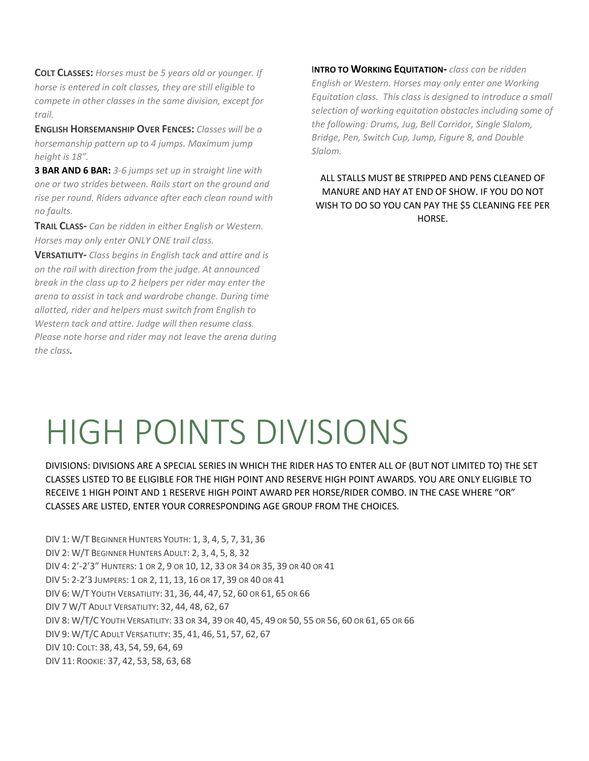**COLT CLASSES:** *Horses must be 5 years old or younger. If horse is entered in colt classes, they are still eligible to compete in other classes in the same division, except for trail.*

**ENGLISH HORSEMANSHIP OVER FENCES:** *Classes will be a horsemanship pattern up to 4 jumps. Maximum jump height is 18".*

**3 BAR AND 6 BAR:** *3-6 jumps set up in straight line with one or two strides between. Rails start on the ground and rise per round. Riders advance after each clean round with no faults.*

**TRAIL CLASS-** *Can be ridden in either English or Western. Horses may only enter ONLY ONE trail class.*

**VERSATILITY-** *Class begins in English tack and attire and is on the rail with direction from the judge. At announced break in the class up to 2 helpers per rider may enter the arena to assist in tack and wardrobe change. During time allotted, rider and helpers must switch from English to Western tack and attire. Judge will then resume class. Please note horse and rider may not leave the arena during the class.*

**INTRO TO WORKING EQUITATION-** *class can be ridden English or Western. Horses may only enter one Working Equitation class. This class is designed to introduce a small selection of working equitation obstacles including some of the following: Drums, Jug, Bell Corridor, Single Slalom, Bridge, Pen, Switch Cup, Jump, Figure 8, and Double Slalom.*

ALL STALLS MUST BE STRIPPED AND PENS CLEANED OF MANURE AND HAY AT END OF SHOW. IF YOU DO NOT WISH TO DO SO YOU CAN PAY THE $5 CLEANING FEE PER HORSE.

# HIGH POINTS DIVISIONS

DIVISIONS: DIVISIONS ARE A SPECIAL SERIES IN WHICH THE RIDER HAS TO ENTER ALL OF (BUT NOT LIMITED TO) THE SET CLASSES LISTED TO BE ELIGIBLE FOR THE HIGH POINT AND RESERVE HIGH POINT AWARDS. YOU ARE ONLY ELIGIBLE TO RECEIVE 1 HIGH POINT AND 1 RESERVE HIGH POINT AWARD PER HORSE/RIDER COMBO. IN THE CASE WHERE "OR" CLASSES ARE LISTED, ENTER YOUR CORRESPONDING AGE GROUP FROM THE CHOICES.

DIV 1: W/T BEGINNER HUNTERS YOUTH: 1, 3, 4, 5, 7, 31, 36
DIV 2: W/T BEGINNER HUNTERS ADULT: 2, 3, 4, 5, 8, 32
DIV 4: 2'-2'3" HUNTERS: 1 OR 2, 9 OR 10, 12, 33 OR 34 OR 35, 39 OR 40 OR 41
DIV 5: 2-2'3 JUMPERS: 1 OR 2, 11, 13, 16 OR 17, 39 OR 40 OR 41
DIV 6: W/T YOUTH VERSATILITY: 31, 36, 44, 47, 52, 60 OR 61, 65 OR 66
DIV 7 W/T ADULT VERSATILITY: 32, 44, 48, 62, 67
DIV 8: W/T/C YOUTH VERSATILITY: 33 OR 34, 39 OR 40, 45, 49 OR 50, 55 OR 56, 60 OR 61, 65 OR 66
DIV 9: W/T/C ADULT VERSATILITY: 35, 41, 46, 51, 57, 62, 67
DIV 10: COLT: 38, 43, 54, 59, 64, 69
DIV 11: ROOKIE: 37, 42, 53, 58, 63, 68